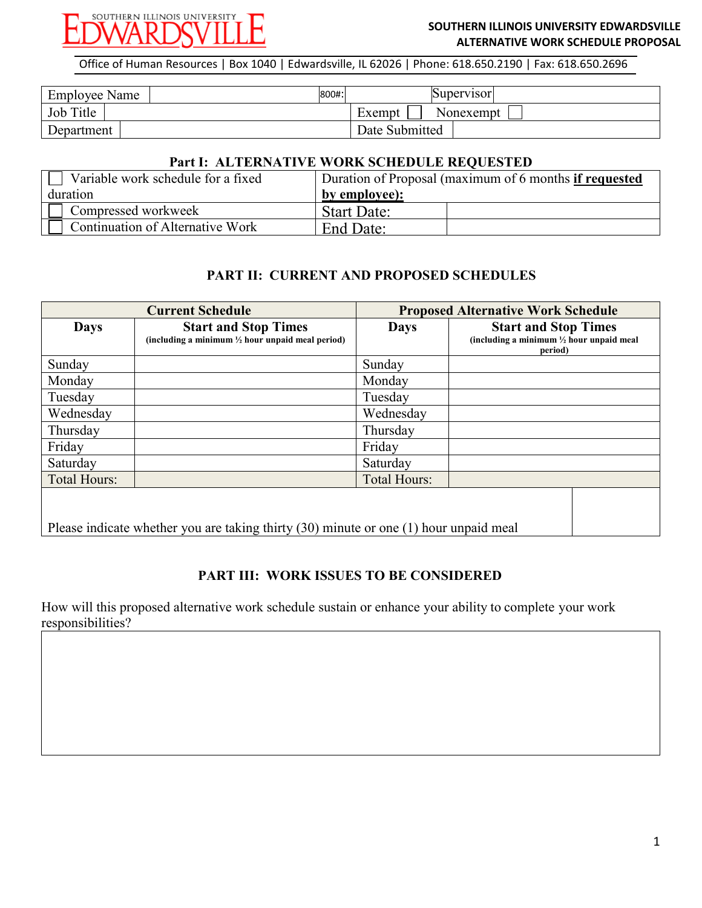SOUTHERN ILLINOIS UNIVERSITY EDWARDSVILLE

**SOUTHERN ILLINOIS UNIVERSITY EDWARDSVILLE**
**ALTERNATIVE WORK SCHEDULE PROPOSAL**

Office of Human Resources | Box 1040 | Edwardsville, IL 62026 | Phone: 618.650.2190 | Fax: 618.650.2696

| Employee Name | | 800#: | | Supervisor | |
|---|---|---|---|---|---|
| Job Title | | Exempt ☐ | Nonexempt ☐ | | |
| Department | | Date Submitted | | | |

## Part I: ALTERNATIVE WORK SCHEDULE REQUESTED

| | Duration of Proposal (maximum of 6 months **if requested by employee**): | |
|---|---|---|
| ☐ Variable work schedule for a fixed duration | | |
| ☐ Compressed workweek | Start Date: | |
| ☐ Continuation of Alternative Work | End Date: | |

## PART II: CURRENT AND PROPOSED SCHEDULES

| Current Schedule | | Proposed Alternative Work Schedule | |
|---|---|---|---|
| **Days** | **Start and Stop Times** (including a minimum ½ hour unpaid meal period) | **Days** | **Start and Stop Times** (including a minimum ½ hour unpaid meal period) |
| Sunday | | Sunday | |
| Monday | | Monday | |
| Tuesday | | Tuesday | |
| Wednesday | | Wednesday | |
| Thursday | | Thursday | |
| Friday | | Friday | |
| Saturday | | Saturday | |
| Total Hours: | | Total Hours: | |

Please indicate whether you are taking thirty (30) minute or one (1) hour unpaid meal

## PART III: WORK ISSUES TO BE CONSIDERED

How will this proposed alternative work schedule sustain or enhance your ability to complete your work responsibilities?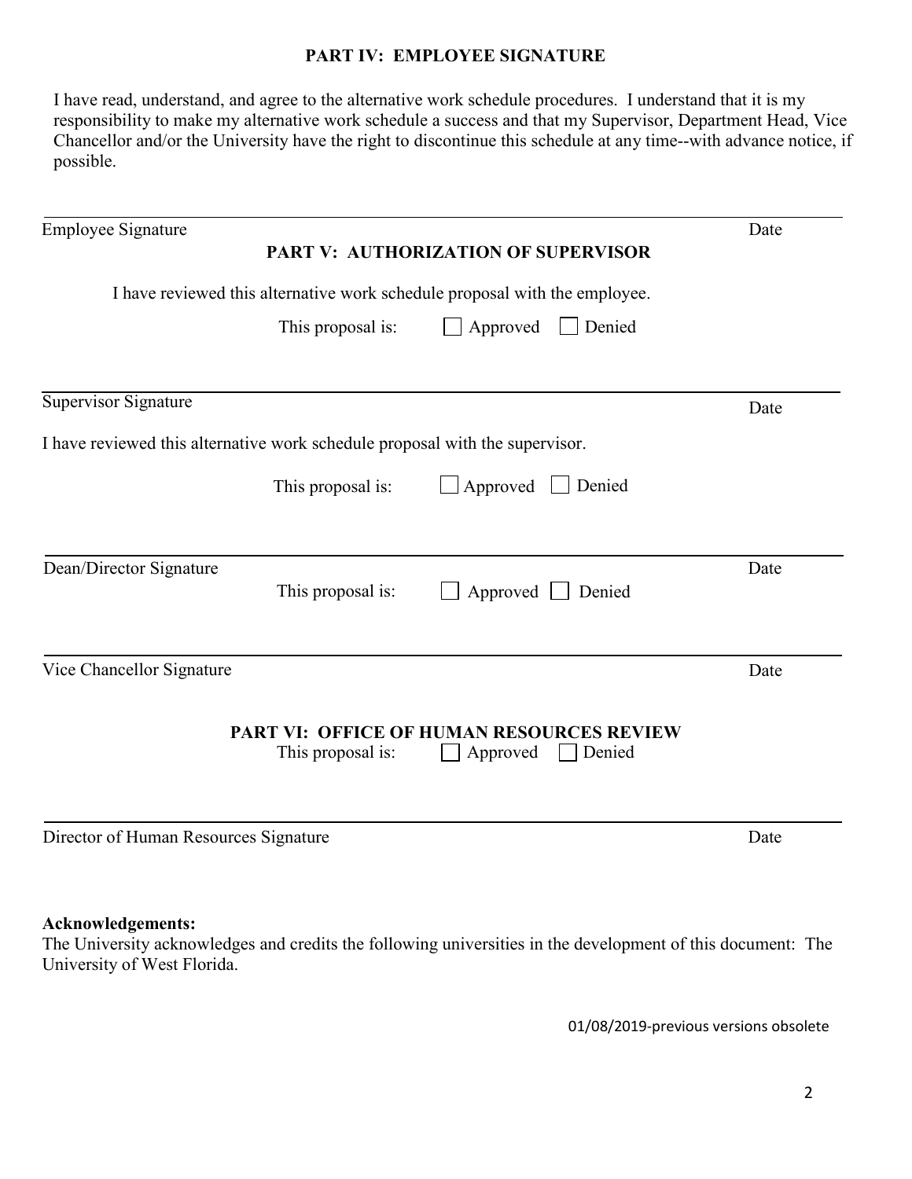## PART IV: EMPLOYEE SIGNATURE

I have read, understand, and agree to the alternative work schedule procedures. I understand that it is my responsibility to make my alternative work schedule a success and that my Supervisor, Department Head, Vice Chancellor and/or the University have the right to discontinue this schedule at any time--with advance notice, if possible.

Employee Signature ______________________________ Date

## PART V: AUTHORIZATION OF SUPERVISOR

I have reviewed this alternative work schedule proposal with the employee.

This proposal is: ☐ Approved ☐ Denied

Supervisor Signature ______________________________ Date

I have reviewed this alternative work schedule proposal with the supervisor.

This proposal is: ☐ Approved ☐ Denied

Dean/Director Signature ______________________________ Date

This proposal is: ☐ Approved ☐ Denied

Vice Chancellor Signature ______________________________ Date

## PART VI: OFFICE OF HUMAN RESOURCES REVIEW

This proposal is: ☐ Approved ☐ Denied

Director of Human Resources Signature ______________________________ Date

**Acknowledgements:**
The University acknowledges and credits the following universities in the development of this document: The University of West Florida.

01/08/2019-previous versions obsolete